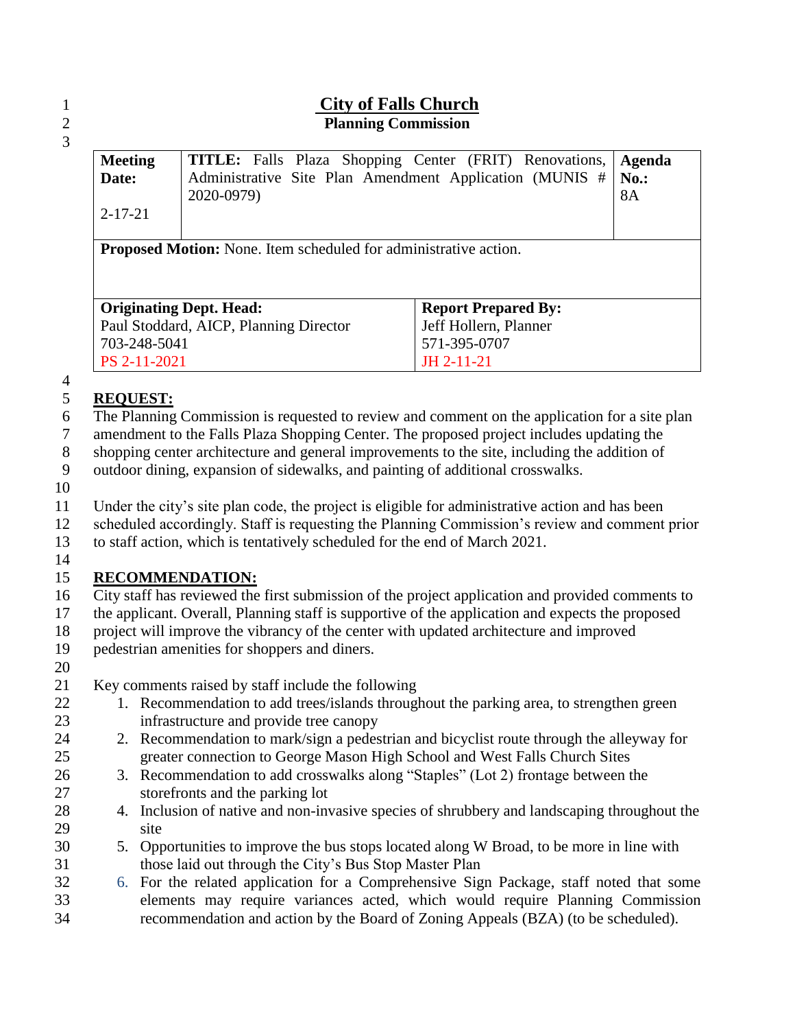# City of Falls Church

## Planning Commission

| Meeting Date: 2-17-21 | TITLE: Falls Plaza Shopping Center (FRIT) Renovations, Administrative Site Plan Amendment Application (MUNIS # 2020-0979) | Agenda No.: 8A |
|---|---|---|
| **Proposed Motion:** None. Item scheduled for administrative action. | | |

| Originating Dept. Head: | Report Prepared By: |
|---|---|
| Paul Stoddard, AICP, Planning Director | Jeff Hollern, Planner |
| 703-248-5041 | 571-395-0707 |
| PS 2-11-2021 | JH 2-11-21 |

**REQUEST:**

The Planning Commission is requested to review and comment on the application for a site plan amendment to the Falls Plaza Shopping Center. The proposed project includes updating the shopping center architecture and general improvements to the site, including the addition of outdoor dining, expansion of sidewalks, and painting of additional crosswalks.

Under the city's site plan code, the project is eligible for administrative action and has been scheduled accordingly. Staff is requesting the Planning Commission's review and comment prior to staff action, which is tentatively scheduled for the end of March 2021.

**RECOMMENDATION:**

City staff has reviewed the first submission of the project application and provided comments to the applicant. Overall, Planning staff is supportive of the application and expects the proposed project will improve the vibrancy of the center with updated architecture and improved pedestrian amenities for shoppers and diners.

Key comments raised by staff include the following

1. Recommendation to add trees/islands throughout the parking area, to strengthen green infrastructure and provide tree canopy
2. Recommendation to mark/sign a pedestrian and bicyclist route through the alleyway for greater connection to George Mason High School and West Falls Church Sites
3. Recommendation to add crosswalks along "Staples" (Lot 2) frontage between the storefronts and the parking lot
4. Inclusion of native and non-invasive species of shrubbery and landscaping throughout the site
5. Opportunities to improve the bus stops located along W Broad, to be more in line with those laid out through the City's Bus Stop Master Plan
6. For the related application for a Comprehensive Sign Package, staff noted that some elements may require variances acted, which would require Planning Commission recommendation and action by the Board of Zoning Appeals (BZA) (to be scheduled).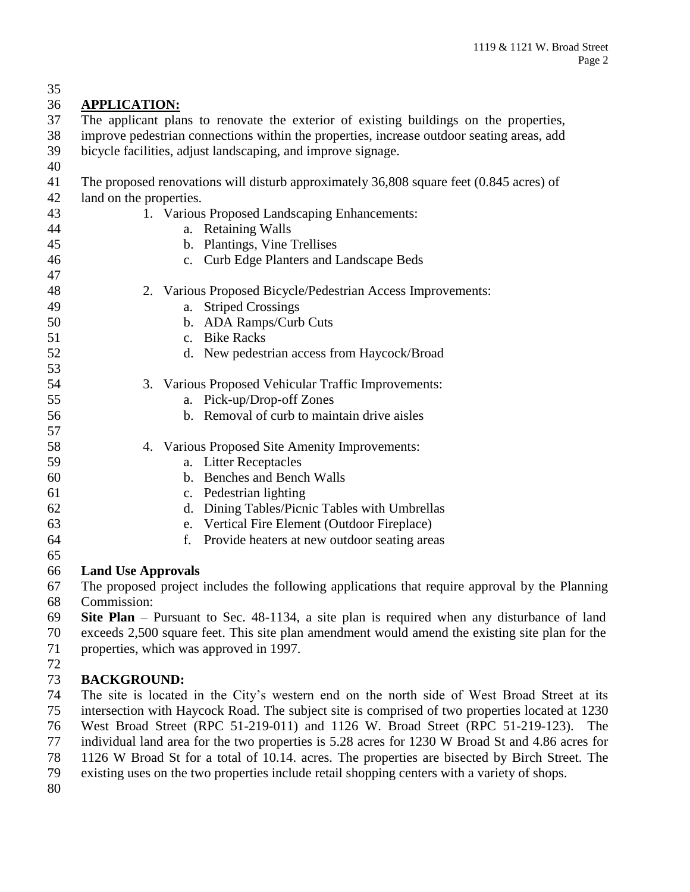## APPLICATION:

The applicant plans to renovate the exterior of existing buildings on the properties, improve pedestrian connections within the properties, increase outdoor seating areas, add bicycle facilities, adjust landscaping, and improve signage.

The proposed renovations will disturb approximately 36,808 square feet (0.845 acres) of land on the properties.

1. Various Proposed Landscaping Enhancements:
   a. Retaining Walls
   b. Plantings, Vine Trellises
   c. Curb Edge Planters and Landscape Beds

2. Various Proposed Bicycle/Pedestrian Access Improvements:
   a. Striped Crossings
   b. ADA Ramps/Curb Cuts
   c. Bike Racks
   d. New pedestrian access from Haycock/Broad

3. Various Proposed Vehicular Traffic Improvements:
   a. Pick-up/Drop-off Zones
   b. Removal of curb to maintain drive aisles

4. Various Proposed Site Amenity Improvements:
   a. Litter Receptacles
   b. Benches and Bench Walls
   c. Pedestrian lighting
   d. Dining Tables/Picnic Tables with Umbrellas
   e. Vertical Fire Element (Outdoor Fireplace)
   f. Provide heaters at new outdoor seating areas

### Land Use Approvals

The proposed project includes the following applications that require approval by the Planning Commission:

**Site Plan** – Pursuant to Sec. 48-1134, a site plan is required when any disturbance of land exceeds 2,500 square feet. This site plan amendment would amend the existing site plan for the properties, which was approved in 1997.

## BACKGROUND:

The site is located in the City's western end on the north side of West Broad Street at its intersection with Haycock Road. The subject site is comprised of two properties located at 1230 West Broad Street (RPC 51-219-011) and 1126 W. Broad Street (RPC 51-219-123). The individual land area for the two properties is 5.28 acres for 1230 W Broad St and 4.86 acres for 1126 W Broad St for a total of 10.14. acres. The properties are bisected by Birch Street. The existing uses on the two properties include retail shopping centers with a variety of shops.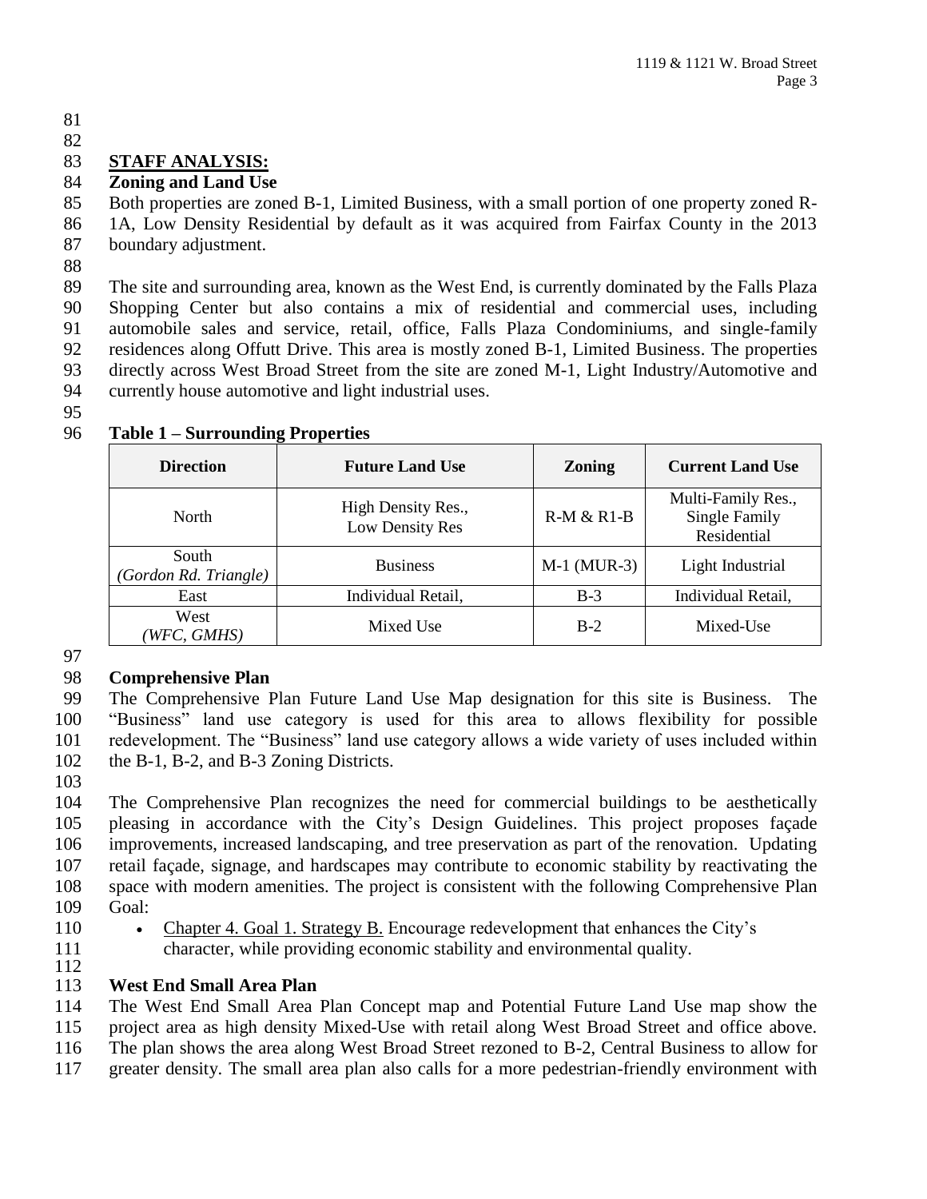## STAFF ANALYSIS:

### Zoning and Land Use

Both properties are zoned B-1, Limited Business, with a small portion of one property zoned R-1A, Low Density Residential by default as it was acquired from Fairfax County in the 2013 boundary adjustment.

The site and surrounding area, known as the West End, is currently dominated by the Falls Plaza Shopping Center but also contains a mix of residential and commercial uses, including automobile sales and service, retail, office, Falls Plaza Condominiums, and single-family residences along Offutt Drive. This area is mostly zoned B-1, Limited Business. The properties directly across West Broad Street from the site are zoned M-1, Light Industry/Automotive and currently house automotive and light industrial uses.

**Table 1 – Surrounding Properties**

| Direction | Future Land Use | Zoning | Current Land Use |
|---|---|---|---|
| North | High Density Res., Low Density Res | R-M & R1-B | Multi-Family Res., Single Family Residential |
| South *(Gordon Rd. Triangle)* | Business | M-1 (MUR-3) | Light Industrial |
| East | Individual Retail, | B-3 | Individual Retail, |
| West *(WFC, GMHS)* | Mixed Use | B-2 | Mixed-Use |

### Comprehensive Plan

The Comprehensive Plan Future Land Use Map designation for this site is Business. The "Business" land use category is used for this area to allows flexibility for possible redevelopment. The "Business" land use category allows a wide variety of uses included within the B-1, B-2, and B-3 Zoning Districts.

The Comprehensive Plan recognizes the need for commercial buildings to be aesthetically pleasing in accordance with the City's Design Guidelines. This project proposes façade improvements, increased landscaping, and tree preservation as part of the renovation. Updating retail façade, signage, and hardscapes may contribute to economic stability by reactivating the space with modern amenities. The project is consistent with the following Comprehensive Plan Goal:

- Chapter 4. Goal 1. Strategy B. Encourage redevelopment that enhances the City's character, while providing economic stability and environmental quality.

### West End Small Area Plan

The West End Small Area Plan Concept map and Potential Future Land Use map show the project area as high density Mixed-Use with retail along West Broad Street and office above. The plan shows the area along West Broad Street rezoned to B-2, Central Business to allow for greater density. The small area plan also calls for a more pedestrian-friendly environment with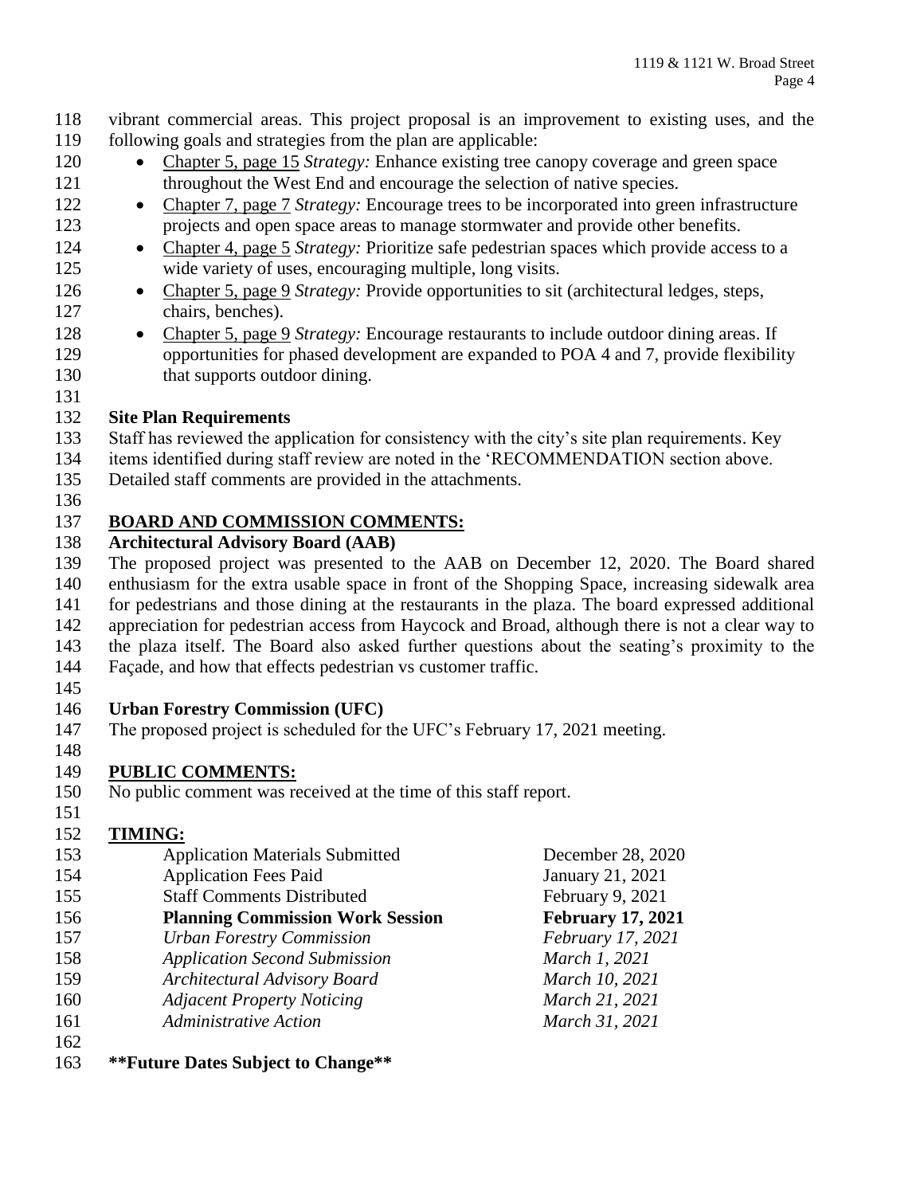vibrant commercial areas. This project proposal is an improvement to existing uses, and the following goals and strategies from the plan are applicable:

- Chapter 5, page 15 *Strategy:* Enhance existing tree canopy coverage and green space throughout the West End and encourage the selection of native species.
- Chapter 7, page 7 *Strategy:* Encourage trees to be incorporated into green infrastructure projects and open space areas to manage stormwater and provide other benefits.
- Chapter 4, page 5 *Strategy:* Prioritize safe pedestrian spaces which provide access to a wide variety of uses, encouraging multiple, long visits.
- Chapter 5, page 9 *Strategy:* Provide opportunities to sit (architectural ledges, steps, chairs, benches).
- Chapter 5, page 9 *Strategy:* Encourage restaurants to include outdoor dining areas. If opportunities for phased development are expanded to POA 4 and 7, provide flexibility that supports outdoor dining.

**Site Plan Requirements**

Staff has reviewed the application for consistency with the city's site plan requirements. Key items identified during staff review are noted in the 'RECOMMENDATION section above. Detailed staff comments are provided in the attachments.

## BOARD AND COMMISSION COMMENTS:

**Architectural Advisory Board (AAB)**

The proposed project was presented to the AAB on December 12, 2020. The Board shared enthusiasm for the extra usable space in front of the Shopping Space, increasing sidewalk area for pedestrians and those dining at the restaurants in the plaza. The board expressed additional appreciation for pedestrian access from Haycock and Broad, although there is not a clear way to the plaza itself. The Board also asked further questions about the seating's proximity to the Façade, and how that effects pedestrian vs customer traffic.

**Urban Forestry Commission (UFC)**

The proposed project is scheduled for the UFC's February 17, 2021 meeting.

## PUBLIC COMMENTS:

No public comment was received at the time of this staff report.

## TIMING:

| | |
|---|---|
| Application Materials Submitted | December 28, 2020 |
| Application Fees Paid | January 21, 2021 |
| Staff Comments Distributed | February 9, 2021 |
| **Planning Commission Work Session** | **February 17, 2021** |
| *Urban Forestry Commission* | *February 17, 2021* |
| *Application Second Submission* | *March 1, 2021* |
| *Architectural Advisory Board* | *March 10, 2021* |
| *Adjacent Property Noticing* | *March 21, 2021* |
| *Administrative Action* | *March 31, 2021* |

**\*\*Future Dates Subject to Change\*\***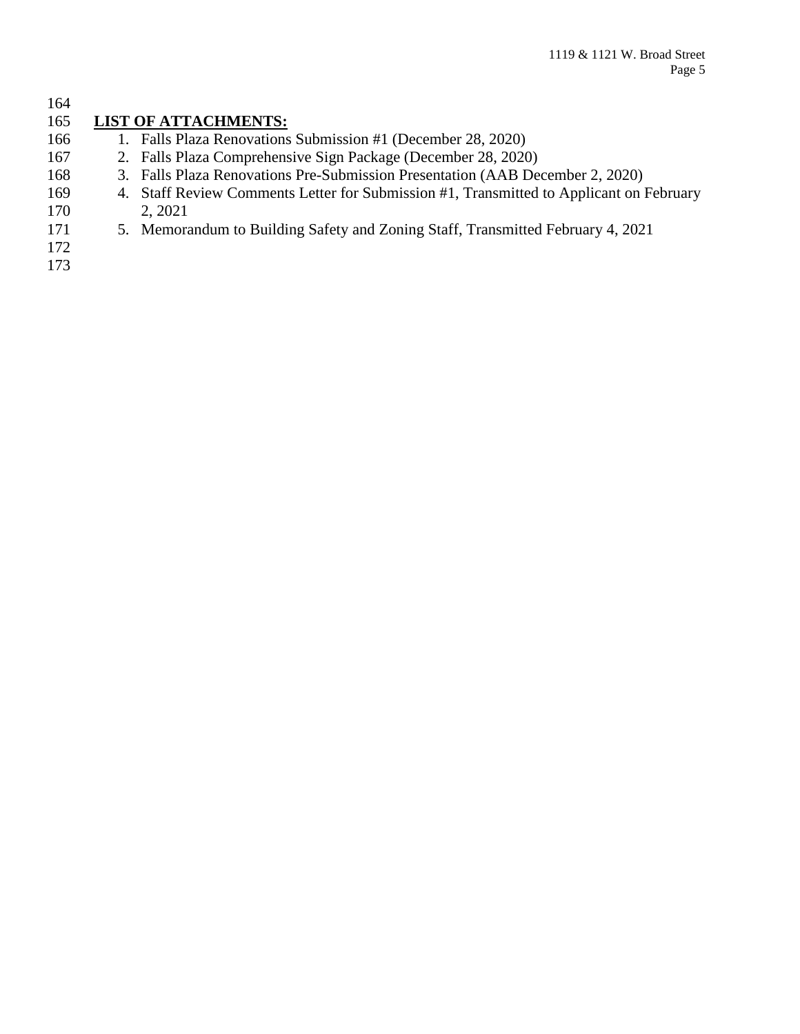**LIST OF ATTACHMENTS:**

1. Falls Plaza Renovations Submission #1 (December 28, 2020)
2. Falls Plaza Comprehensive Sign Package (December 28, 2020)
3. Falls Plaza Renovations Pre-Submission Presentation (AAB December 2, 2020)
4. Staff Review Comments Letter for Submission #1, Transmitted to Applicant on February 2, 2021
5. Memorandum to Building Safety and Zoning Staff, Transmitted February 4, 2021